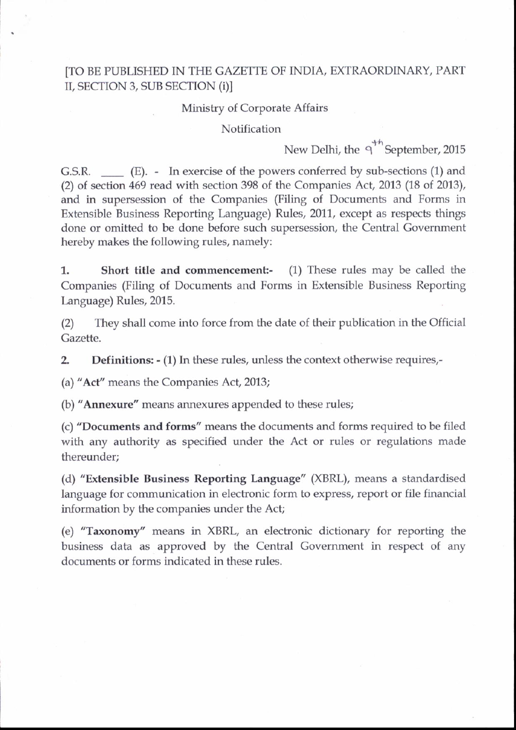[TO BE PUBLISHED IN THE GAZETTE OF INDIA, EXTRAORDINARY, PART II, SECTION 3, SUB SECTION (i)]

Ministry of Corporate Affairs

Notification

New Delhi, the 9th September, 2015

G.S.R. \_\_\_\_ (E). - In exercise of the powers conferred by sub-sections (1) and (2) of section 469 read with section 398 of the Companies Act, 2013 (18 of 2013), and in supersession of the Companies (Filing of Documents and Forms in Extensible Business Reporting Language) Rules, 2011, except as respects things done or omitted to be done before such supersession, the Central Government hereby makes the following rules, namely:

1. **Short title and commencement:-** (1) These rules may be called the Companies (Filing of Documents and Forms in Extensible Business Reporting Language) Rules, 2015.

(2) They shall come into force from the date of their publication in the Official Gazette.

2. **Definitions: -** (1) In these rules, unless the context otherwise requires,-

(a) "**Act**" means the Companies Act, 2013;

(b) "**Annexure**" means annexures appended to these rules;

(c) "**Documents and forms**" means the documents and forms required to be filed with any authority as specified under the Act or rules or regulations made thereunder;

(d) "**Extensible Business Reporting Language**" (XBRL), means a standardised language for communication in electronic form to express, report or file financial information by the companies under the Act;

(e) "**Taxonomy**" means in XBRL, an electronic dictionary for reporting the business data as approved by the Central Government in respect of any documents or forms indicated in these rules.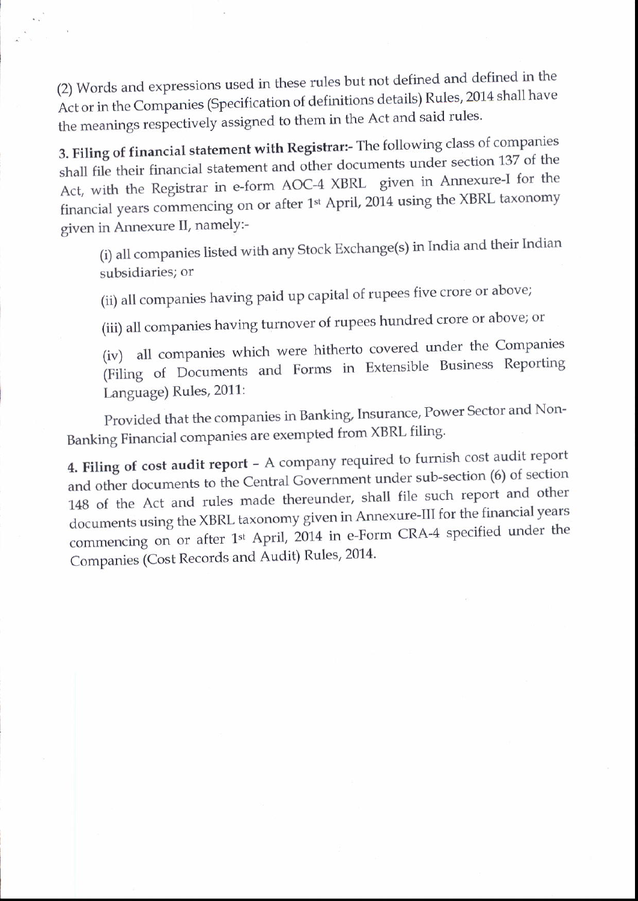(2) Words and expressions used in these rules but not defined and defined in the Act or in the Companies (Specification of definitions details) Rules, 2014 shall have the meanings respectively assigned to them in the Act and said rules.

**3. Filing of financial statement with Registrar:-** The following class of companies shall file their financial statement and other documents under section 137 of the Act, with the Registrar in e-form AOC-4 XBRL given in Annexure-I for the financial years commencing on or after 1st April, 2014 using the XBRL taxonomy given in Annexure II, namely:-

(i) all companies listed with any Stock Exchange(s) in India and their Indian subsidiaries; or

(ii) all companies having paid up capital of rupees five crore or above;

(iii) all companies having turnover of rupees hundred crore or above; or

(iv) all companies which were hitherto covered under the Companies (Filing of Documents and Forms in Extensible Business Reporting Language) Rules, 2011:

Provided that the companies in Banking, Insurance, Power Sector and Non-Banking Financial companies are exempted from XBRL filing.

**4. Filing of cost audit report** – A company required to furnish cost audit report and other documents to the Central Government under sub-section (6) of section 148 of the Act and rules made thereunder, shall file such report and other documents using the XBRL taxonomy given in Annexure-III for the financial years commencing on or after 1st April, 2014 in e-Form CRA-4 specified under the Companies (Cost Records and Audit) Rules, 2014.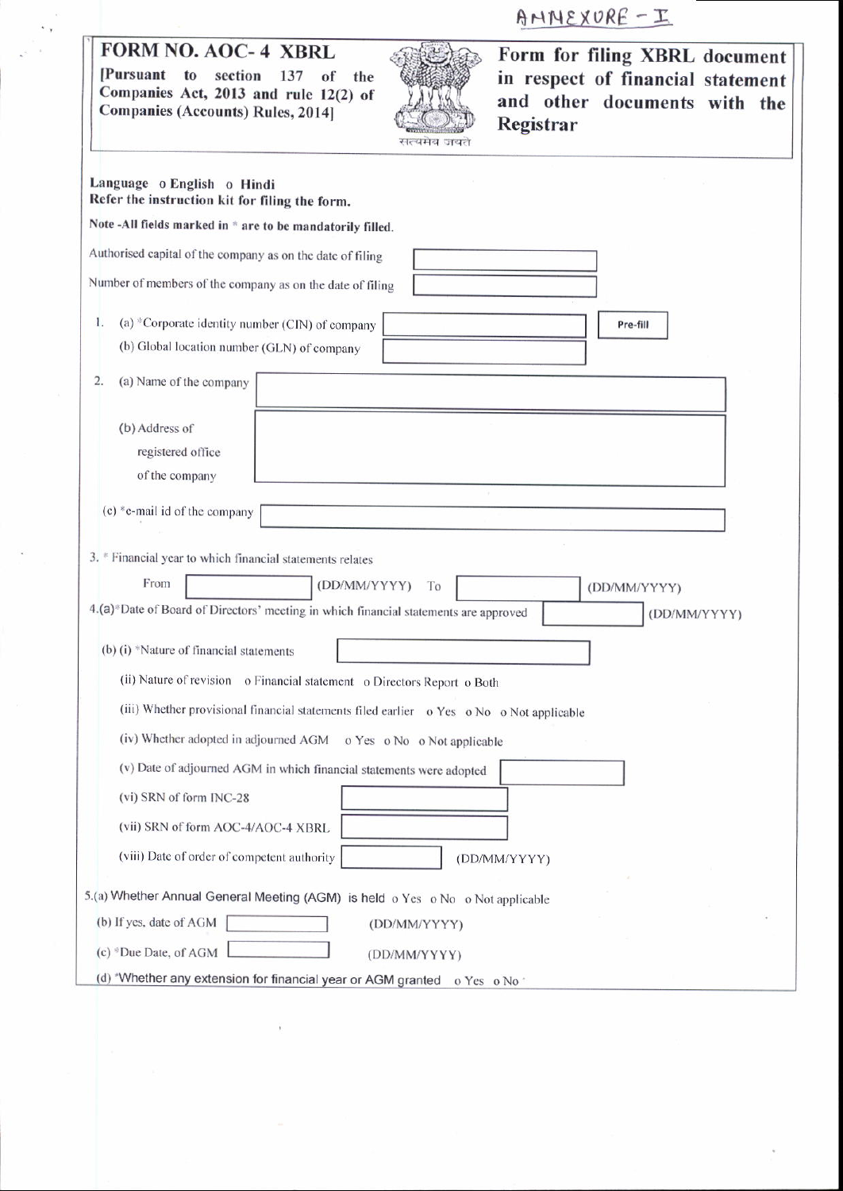ANNEXURE - I

# FORM NO. AOC- 4 XBRL

**[Pursuant to section 137 of the Companies Act, 2013 and rule 12(2) of Companies (Accounts) Rules, 2014]**

सत्यमेव जयते

**Form for filing XBRL document in respect of financial statement and other documents with the Registrar**

**Language** o **English** o **Hindi**

**Refer the instruction kit for filing the form.**

**Note -All fields marked in * are to be mandatorily filled.**

Authorised capital of the company as on the date of filing

Number of members of the company as on the date of filing

1. (a) *Corporate identity number (CIN) of company  Pre-fill

   (b) Global location number (GLN) of company

2. (a) Name of the company

   (b) Address of registered office of the company

   (c) *e-mail id of the company

3. * Financial year to which financial statements relates

   From (DD/MM/YYYY) To (DD/MM/YYYY)

4. (a)*Date of Board of Directors' meeting in which financial statements are approved (DD/MM/YYYY)

   (b) (i) *Nature of financial statements

   (ii) Nature of revision o Financial statement o Directors Report o Both

   (iii) Whether provisional financial statements filed earlier o Yes o No o Not applicable

   (iv) Whether adopted in adjourned AGM o Yes o No o Not applicable

   (v) Date of adjourned AGM in which financial statements were adopted

   (vi) SRN of form INC-28

   (vii) SRN of form AOC-4/AOC-4 XBRL

   (viii) Date of order of competent authority (DD/MM/YYYY)

5. (a) Whether Annual General Meeting (AGM) is held o Yes o No o Not applicable

   (b) If yes, date of AGM (DD/MM/YYYY)

   (c) *Due Date, of AGM (DD/MM/YYYY)

   (d) *Whether any extension for financial year or AGM granted o Yes o No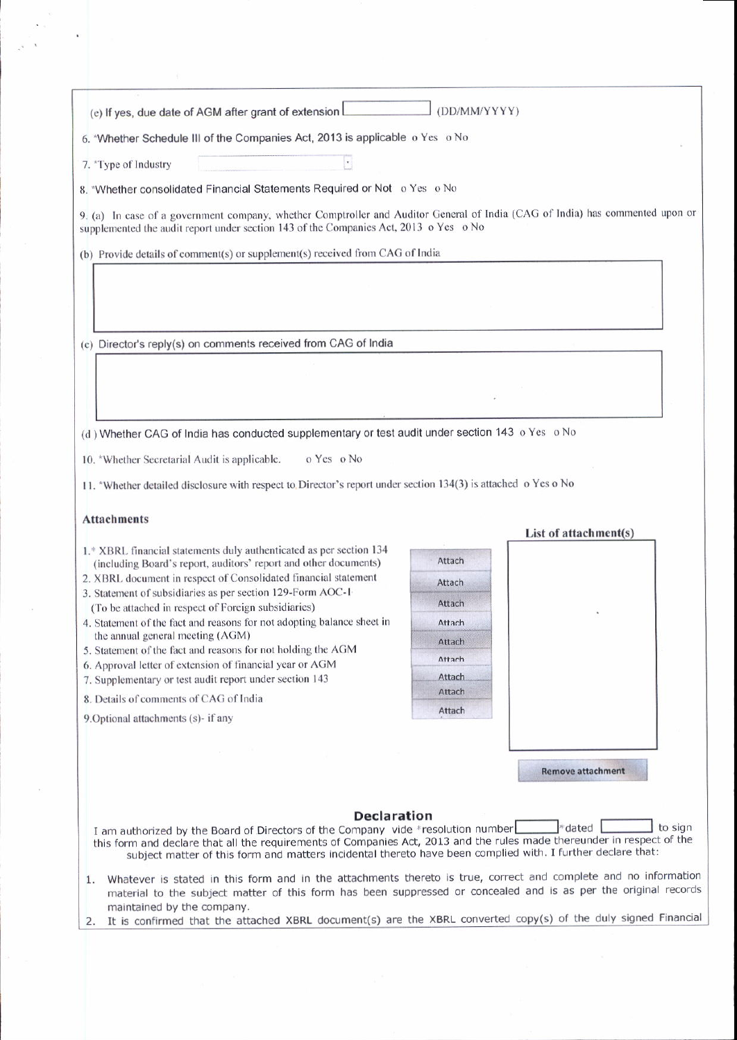(e) If yes, due date of AGM after grant of extension [ ] (DD/MM/YYYY)

6. *Whether Schedule III of the Companies Act, 2013 is applicable o Yes o No

7. *Type of Industry [ ]

8. *Whether consolidated Financial Statements Required or Not o Yes o No

9. (a) In case of a government company, whether Comptroller and Auditor General of India (CAG of India) has commented upon or supplemented the audit report under section 143 of the Companies Act, 2013 o Yes o No

(b) Provide details of comment(s) or supplement(s) received from CAG of India

[ ]

(c) Director's reply(s) on comments received from CAG of India

[ ]

(d) Whether CAG of India has conducted supplementary or test audit under section 143 o Yes o No

10. *Whether Secretarial Audit is applicable. o Yes o No

11. *Whether detailed disclosure with respect to Director's report under section 134(3) is attached o Yes o No

### Attachments

1.* XBRL financial statements duly authenticated as per section 134 (including Board's report, auditors' report and other documents) — Attach
2. XBRL document in respect of Consolidated financial statement — Attach
3. Statement of subsidiaries as per section 129-Form AOC-1 (To be attached in respect of Foreign subsidiaries) — Attach
4. Statement of the fact and reasons for not adopting balance sheet in the annual general meeting (AGM) — Attach
5. Statement of the fact and reasons for not holding the AGM — Attach
6. Approval letter of extension of financial year or AGM — Attach
7. Supplementary or test audit report under section 143 — Attach
8. Details of comments of CAG of India — Attach
9. Optional attachments (s)- if any — Attach

**List of attachment(s)**

[ ]

Remove attachment

### Declaration

I am authorized by the Board of Directors of the Company vide *resolution number [ ] *dated [ ] to sign this form and declare that all the requirements of Companies Act, 2013 and the rules made thereunder in respect of the subject matter of this form and matters incidental thereto have been complied with. I further declare that:

1. Whatever is stated in this form and in the attachments thereto is true, correct and complete and no information material to the subject matter of this form has been suppressed or concealed and is as per the original records maintained by the company.
2. It is confirmed that the attached XBRL document(s) are the XBRL converted copy(s) of the duly signed Financial